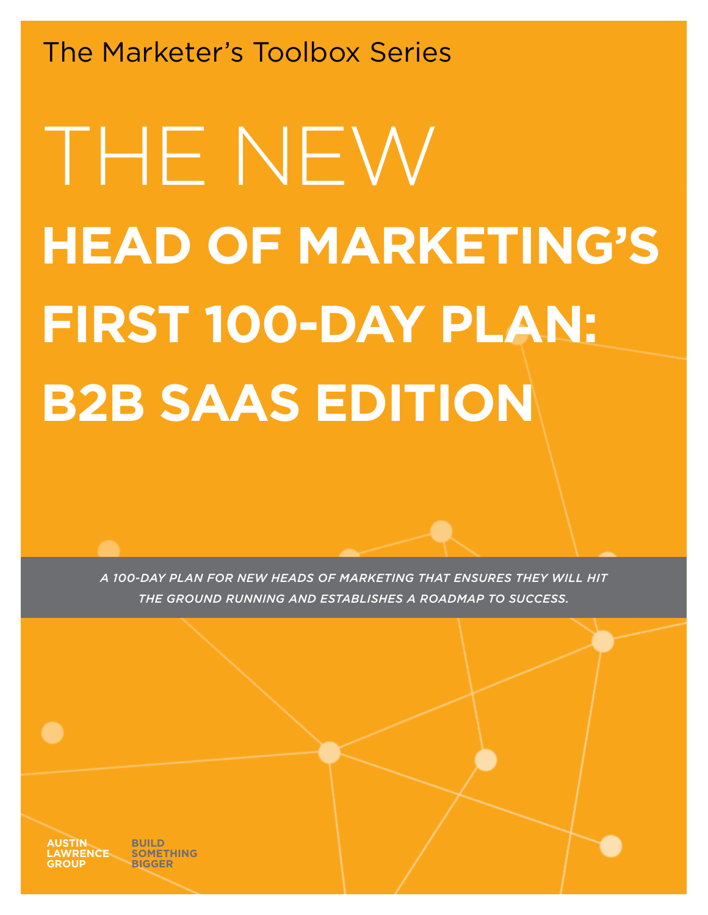The Marketer's Toolbox Series

# THE NEW HEAD OF MARKETING'S FIRST 100-DAY PLAN: B2B SAAS EDITION

*A 100-DAY PLAN FOR NEW HEADS OF MARKETING THAT ENSURES THEY WILL HIT THE GROUND RUNNING AND ESTABLISHES A ROADMAP TO SUCCESS.*

**AUSTIN LAWRENCE GROUP**

**BUILD SOMETHING BIGGER**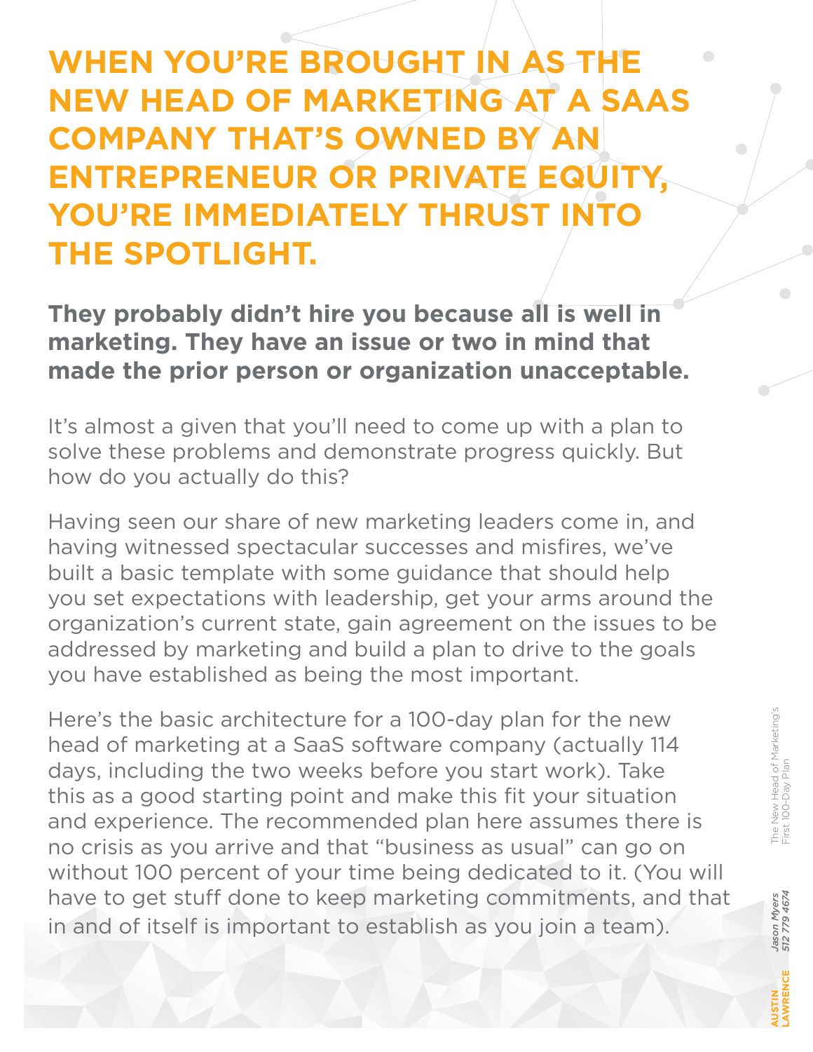# WHEN YOU'RE BROUGHT IN AS THE NEW HEAD OF MARKETING AT A SAAS COMPANY THAT'S OWNED BY AN ENTREPRENEUR OR PRIVATE EQUITY, YOU'RE IMMEDIATELY THRUST INTO THE SPOTLIGHT.

**They probably didn't hire you because all is well in marketing. They have an issue or two in mind that made the prior person or organization unacceptable.**

It's almost a given that you'll need to come up with a plan to solve these problems and demonstrate progress quickly. But how do you actually do this?

Having seen our share of new marketing leaders come in, and having witnessed spectacular successes and misfires, we've built a basic template with some guidance that should help you set expectations with leadership, get your arms around the organization's current state, gain agreement on the issues to be addressed by marketing and build a plan to drive to the goals you have established as being the most important.

Here's the basic architecture for a 100-day plan for the new head of marketing at a SaaS software company (actually 114 days, including the two weeks before you start work). Take this as a good starting point and make this fit your situation and experience. The recommended plan here assumes there is no crisis as you arrive and that "business as usual" can go on without 100 percent of your time being dedicated to it. (You will have to get stuff done to keep marketing commitments, and that in and of itself is important to establish as you join a team).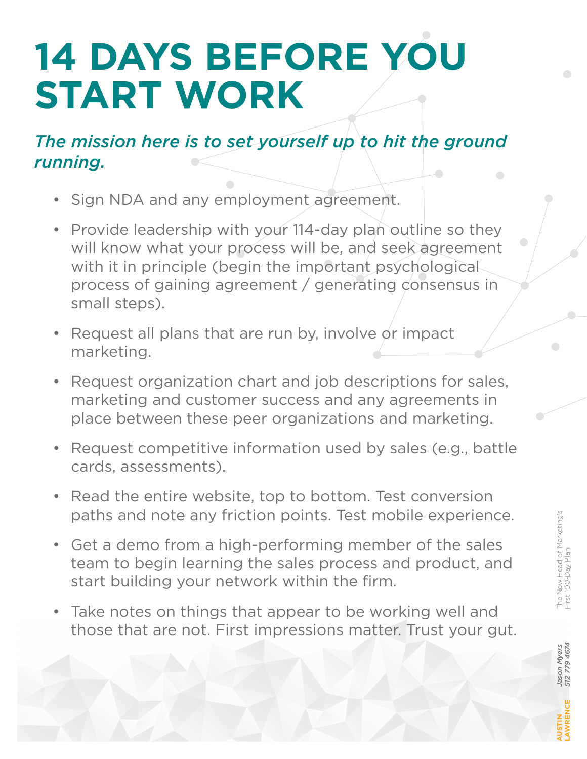# 14 DAYS BEFORE YOU START WORK

*The mission here is to set yourself up to hit the ground running.*

- Sign NDA and any employment agreement.
- Provide leadership with your 114-day plan outline so they will know what your process will be, and seek agreement with it in principle (begin the important psychological process of gaining agreement / generating consensus in small steps).
- Request all plans that are run by, involve or impact marketing.
- Request organization chart and job descriptions for sales, marketing and customer success and any agreements in place between these peer organizations and marketing.
- Request competitive information used by sales (e.g., battle cards, assessments).
- Read the entire website, top to bottom. Test conversion paths and note any friction points. Test mobile experience.
- Get a demo from a high-performing member of the sales team to begin learning the sales process and product, and start building your network within the firm.
- Take notes on things that appear to be working well and those that are not. First impressions matter. Trust your gut.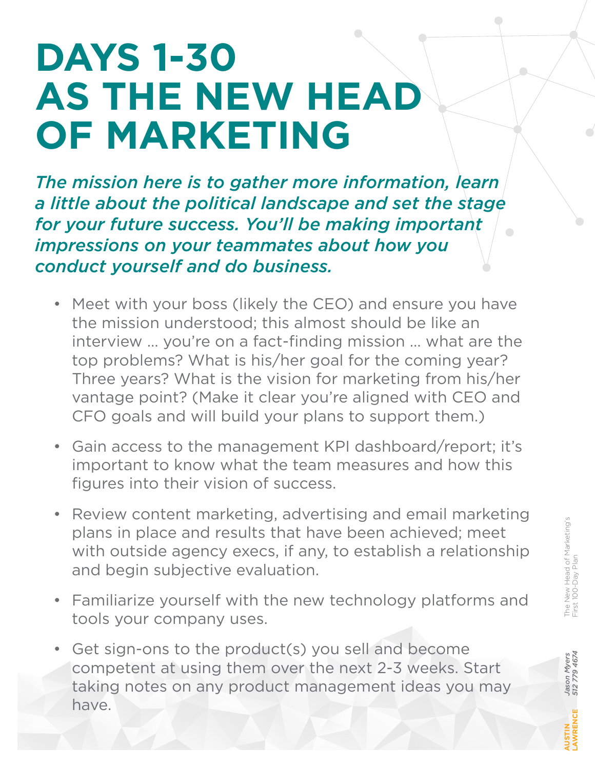# DAYS 1-30 AS THE NEW HEAD OF MARKETING

*The mission here is to gather more information, learn a little about the political landscape and set the stage for your future success. You'll be making important impressions on your teammates about how you conduct yourself and do business.*

- Meet with your boss (likely the CEO) and ensure you have the mission understood; this almost should be like an interview … you're on a fact-finding mission … what are the top problems? What is his/her goal for the coming year? Three years? What is the vision for marketing from his/her vantage point? (Make it clear you're aligned with CEO and CFO goals and will build your plans to support them.)
- Gain access to the management KPI dashboard/report; it's important to know what the team measures and how this figures into their vision of success.
- Review content marketing, advertising and email marketing plans in place and results that have been achieved; meet with outside agency execs, if any, to establish a relationship and begin subjective evaluation.
- Familiarize yourself with the new technology platforms and tools your company uses.
- Get sign-ons to the product(s) you sell and become competent at using them over the next 2-3 weeks. Start taking notes on any product management ideas you may have.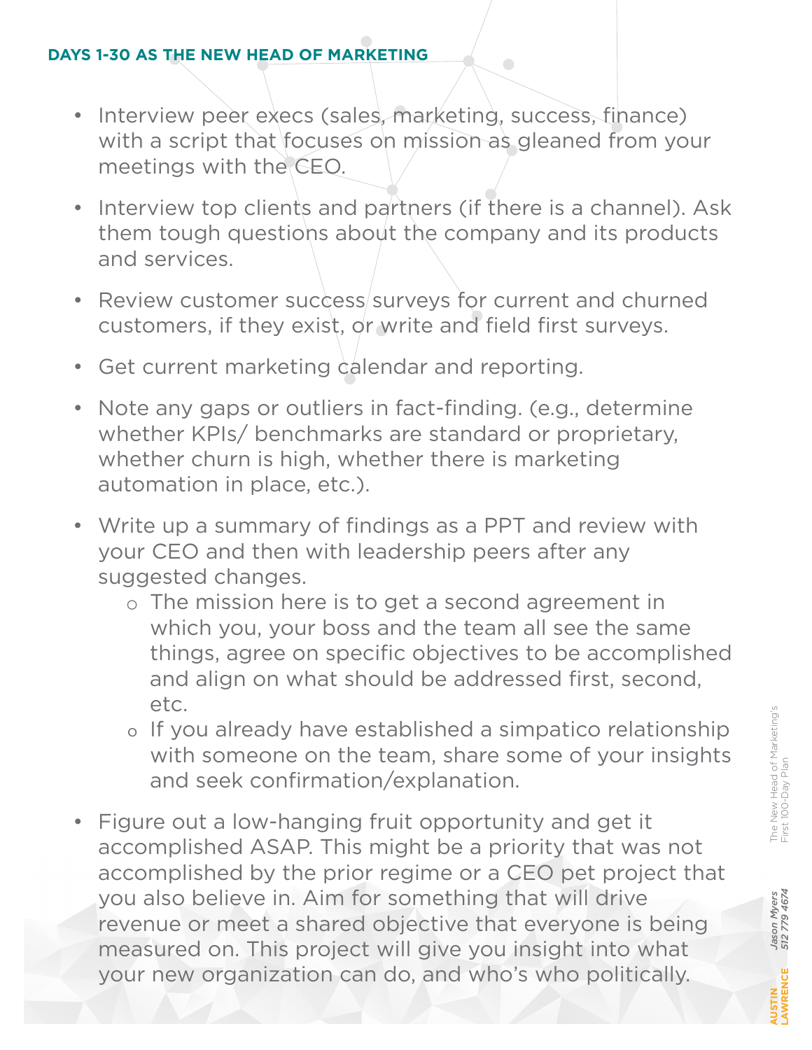## DAYS 1-30 AS THE NEW HEAD OF MARKETING

- Interview peer execs (sales, marketing, success, finance) with a script that focuses on mission as gleaned from your meetings with the CEO.
- Interview top clients and partners (if there is a channel). Ask them tough questions about the company and its products and services.
- Review customer success surveys for current and churned customers, if they exist, or write and field first surveys.
- Get current marketing calendar and reporting.
- Note any gaps or outliers in fact-finding. (e.g., determine whether KPIs/ benchmarks are standard or proprietary, whether churn is high, whether there is marketing automation in place, etc.).
- Write up a summary of findings as a PPT and review with your CEO and then with leadership peers after any suggested changes.
  - The mission here is to get a second agreement in which you, your boss and the team all see the same things, agree on specific objectives to be accomplished and align on what should be addressed first, second, etc.
  - If you already have established a simpatico relationship with someone on the team, share some of your insights and seek confirmation/explanation.
- Figure out a low-hanging fruit opportunity and get it accomplished ASAP. This might be a priority that was not accomplished by the prior regime or a CEO pet project that you also believe in. Aim for something that will drive revenue or meet a shared objective that everyone is being measured on. This project will give you insight into what your new organization can do, and who's who politically.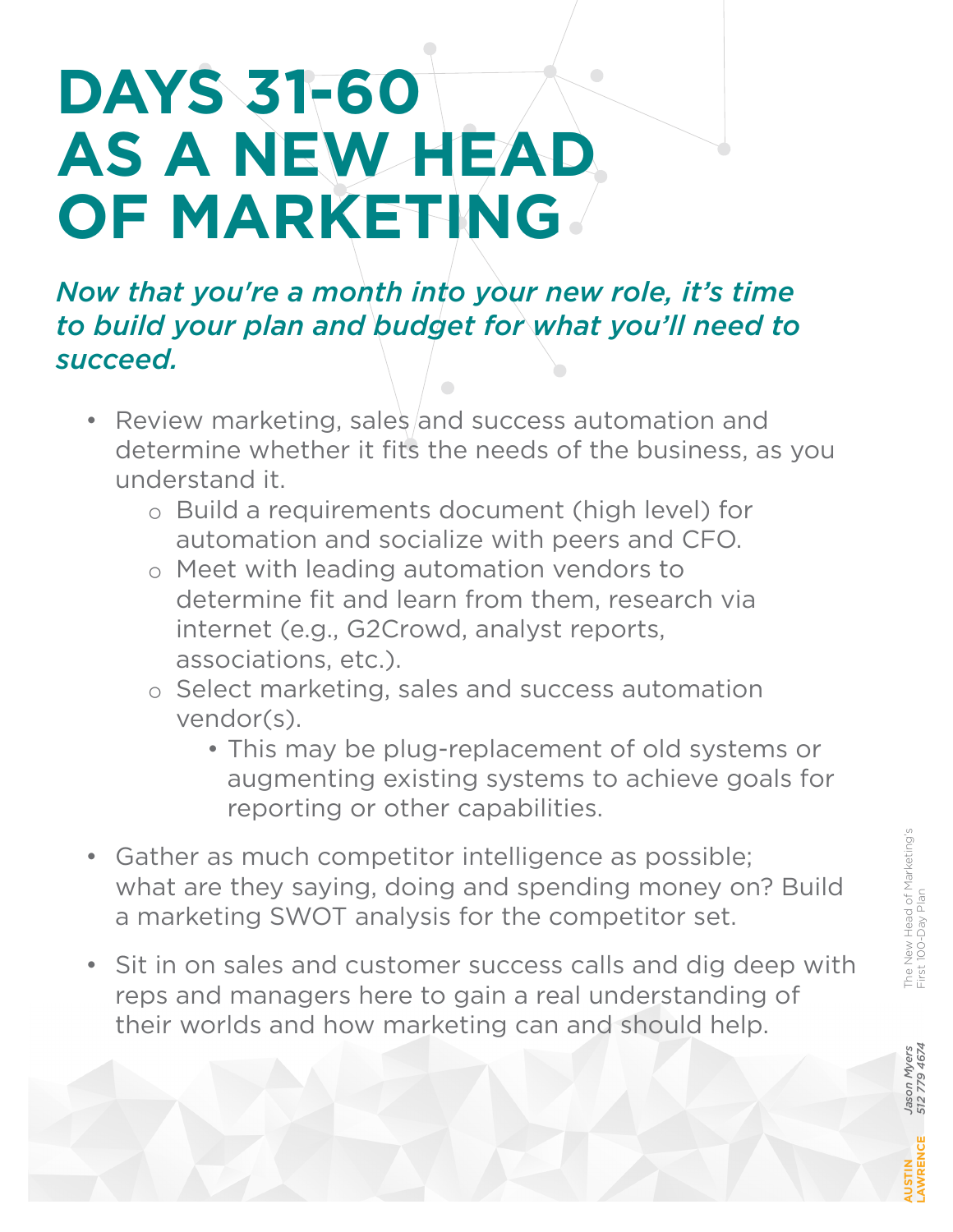# DAYS 31-60 AS A NEW HEAD OF MARKETING

*Now that you're a month into your new role, it's time to build your plan and budget for what you'll need to succeed.*

- Review marketing, sales and success automation and determine whether it fits the needs of the business, as you understand it.
  - Build a requirements document (high level) for automation and socialize with peers and CFO.
  - Meet with leading automation vendors to determine fit and learn from them, research via internet (e.g., G2Crowd, analyst reports, associations, etc.).
  - Select marketing, sales and success automation vendor(s).
    - This may be plug-replacement of old systems or augmenting existing systems to achieve goals for reporting or other capabilities.
- Gather as much competitor intelligence as possible; what are they saying, doing and spending money on? Build a marketing SWOT analysis for the competitor set.
- Sit in on sales and customer success calls and dig deep with reps and managers here to gain a real understanding of their worlds and how marketing can and should help.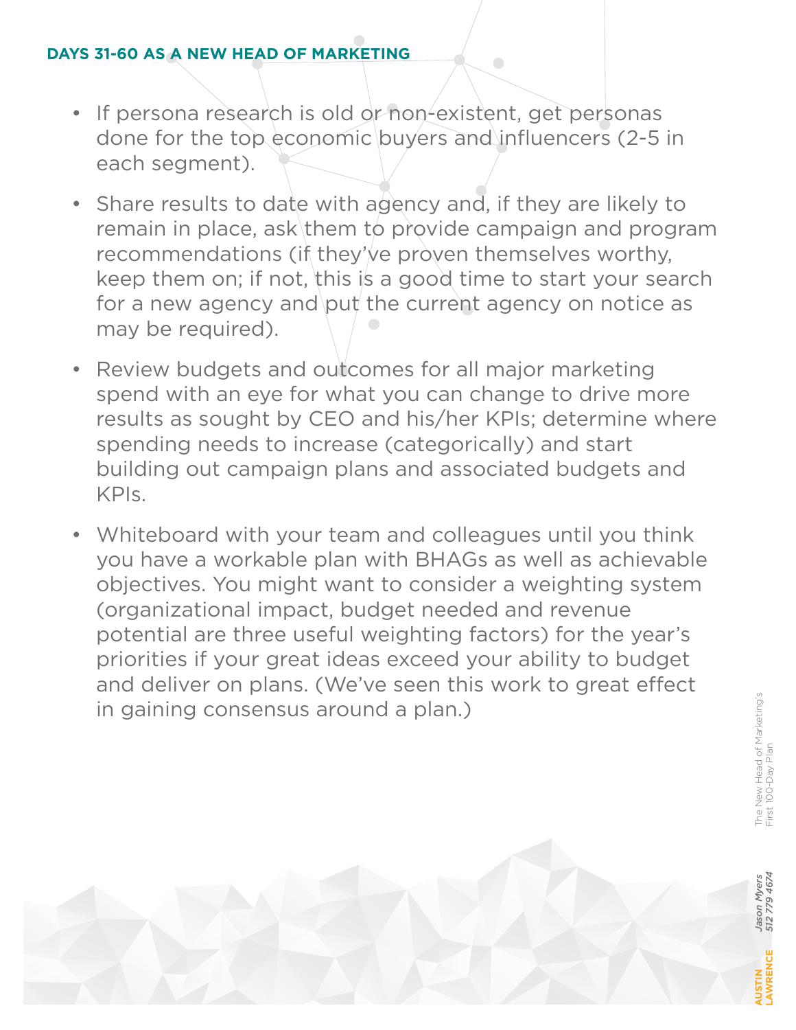## DAYS 31-60 AS A NEW HEAD OF MARKETING

- If persona research is old or non-existent, get personas done for the top economic buyers and influencers (2-5 in each segment).
- Share results to date with agency and, if they are likely to remain in place, ask them to provide campaign and program recommendations (if they've proven themselves worthy, keep them on; if not, this is a good time to start your search for a new agency and put the current agency on notice as may be required).
- Review budgets and outcomes for all major marketing spend with an eye for what you can change to drive more results as sought by CEO and his/her KPIs; determine where spending needs to increase (categorically) and start building out campaign plans and associated budgets and KPIs.
- Whiteboard with your team and colleagues until you think you have a workable plan with BHAGs as well as achievable objectives. You might want to consider a weighting system (organizational impact, budget needed and revenue potential are three useful weighting factors) for the year's priorities if your great ideas exceed your ability to budget and deliver on plans. (We've seen this work to great effect in gaining consensus around a plan.)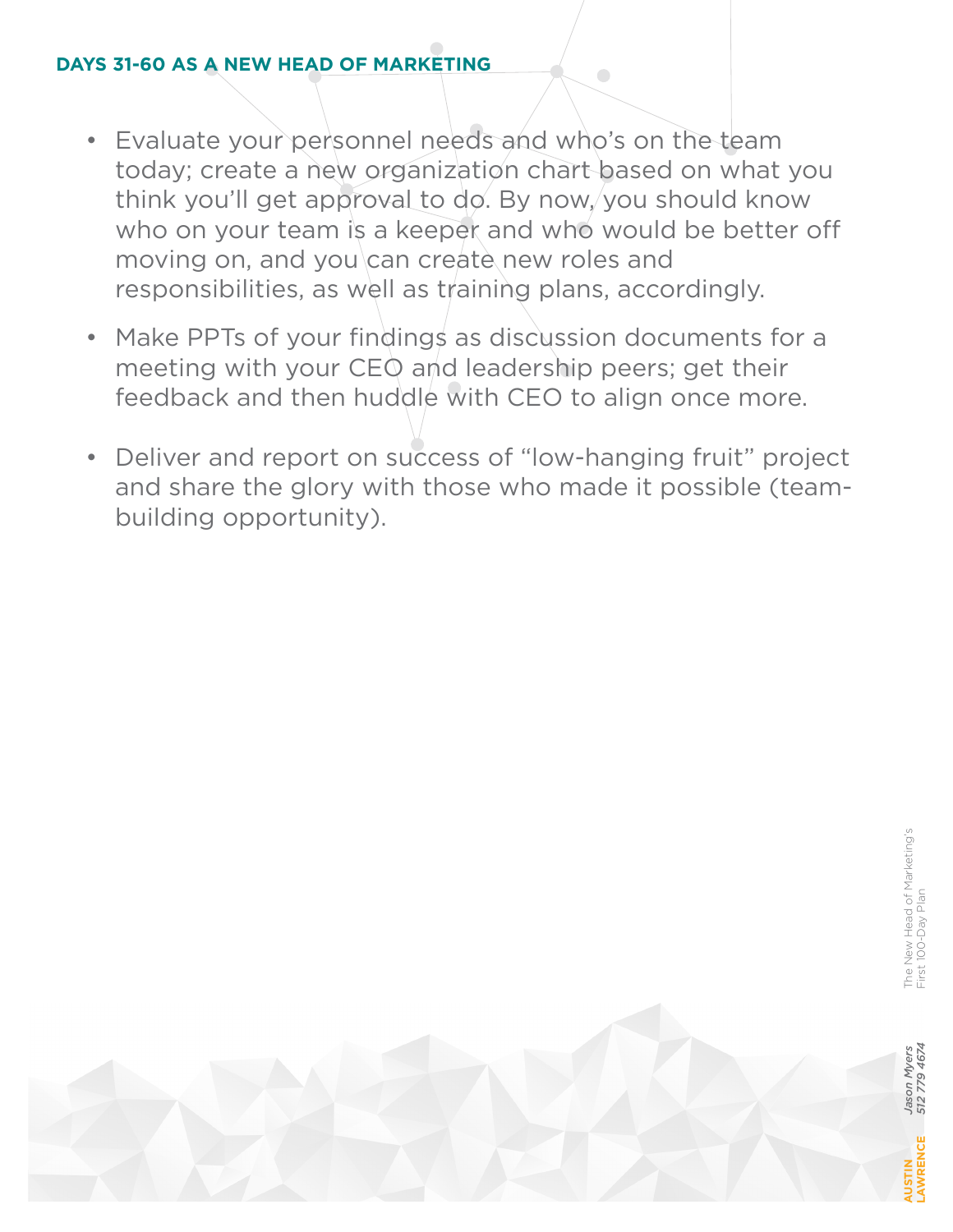## DAYS 31-60 AS A NEW HEAD OF MARKETING

- Evaluate your personnel needs and who's on the team today; create a new organization chart based on what you think you'll get approval to do. By now, you should know who on your team is a keeper and who would be better off moving on, and you can create new roles and responsibilities, as well as training plans, accordingly.
- Make PPTs of your findings as discussion documents for a meeting with your CEO and leadership peers; get their feedback and then huddle with CEO to align once more.
- Deliver and report on success of "low-hanging fruit" project and share the glory with those who made it possible (team-building opportunity).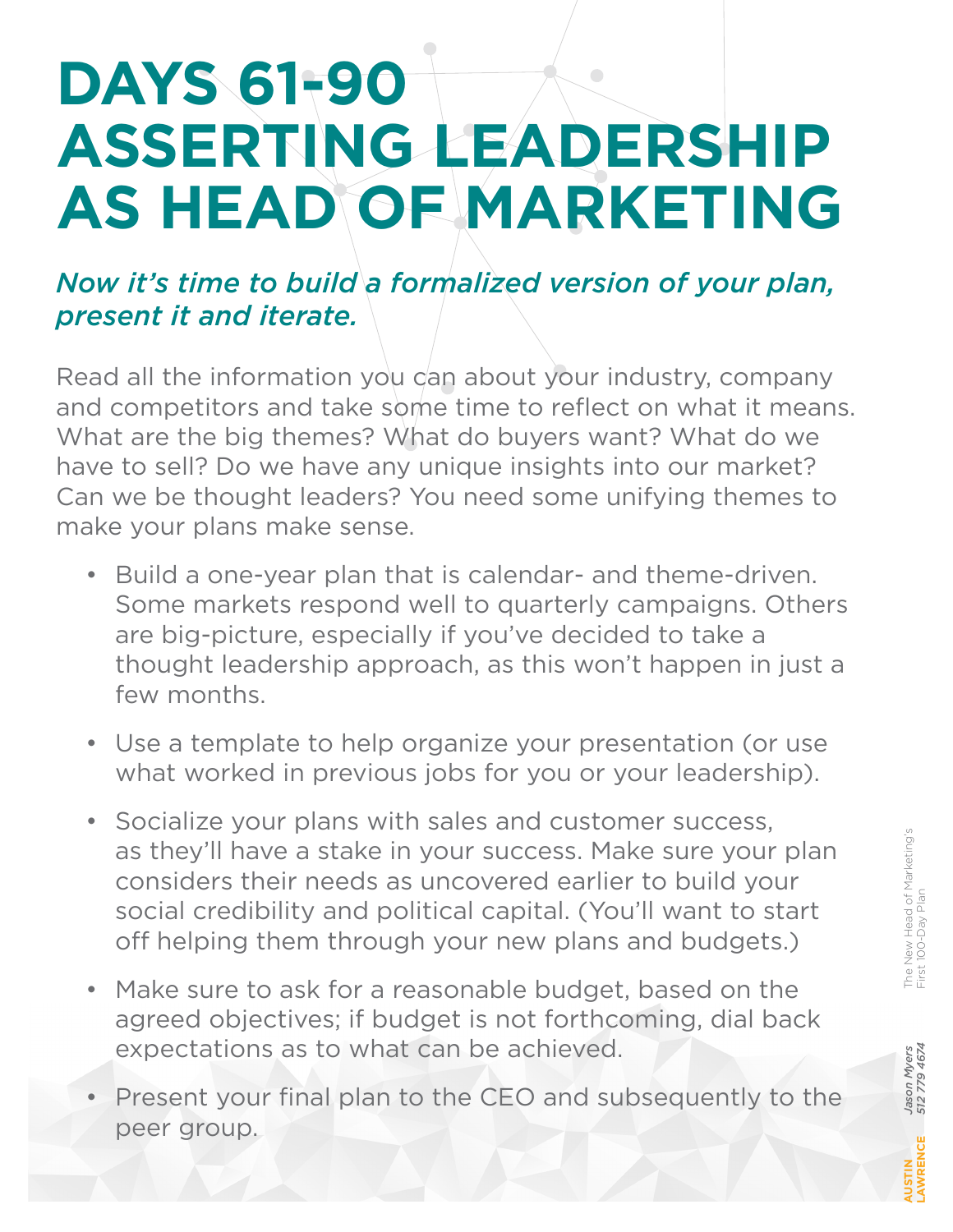# DAYS 61-90 ASSERTING LEADERSHIP AS HEAD OF MARKETING

*Now it's time to build a formalized version of your plan, present it and iterate.*

Read all the information you can about your industry, company and competitors and take some time to reflect on what it means. What are the big themes? What do buyers want? What do we have to sell? Do we have any unique insights into our market? Can we be thought leaders? You need some unifying themes to make your plans make sense.

- Build a one-year plan that is calendar- and theme-driven. Some markets respond well to quarterly campaigns. Others are big-picture, especially if you've decided to take a thought leadership approach, as this won't happen in just a few months.
- Use a template to help organize your presentation (or use what worked in previous jobs for you or your leadership).
- Socialize your plans with sales and customer success, as they'll have a stake in your success. Make sure your plan considers their needs as uncovered earlier to build your social credibility and political capital. (You'll want to start off helping them through your new plans and budgets.)
- Make sure to ask for a reasonable budget, based on the agreed objectives; if budget is not forthcoming, dial back expectations as to what can be achieved.
- Present your final plan to the CEO and subsequently to the peer group.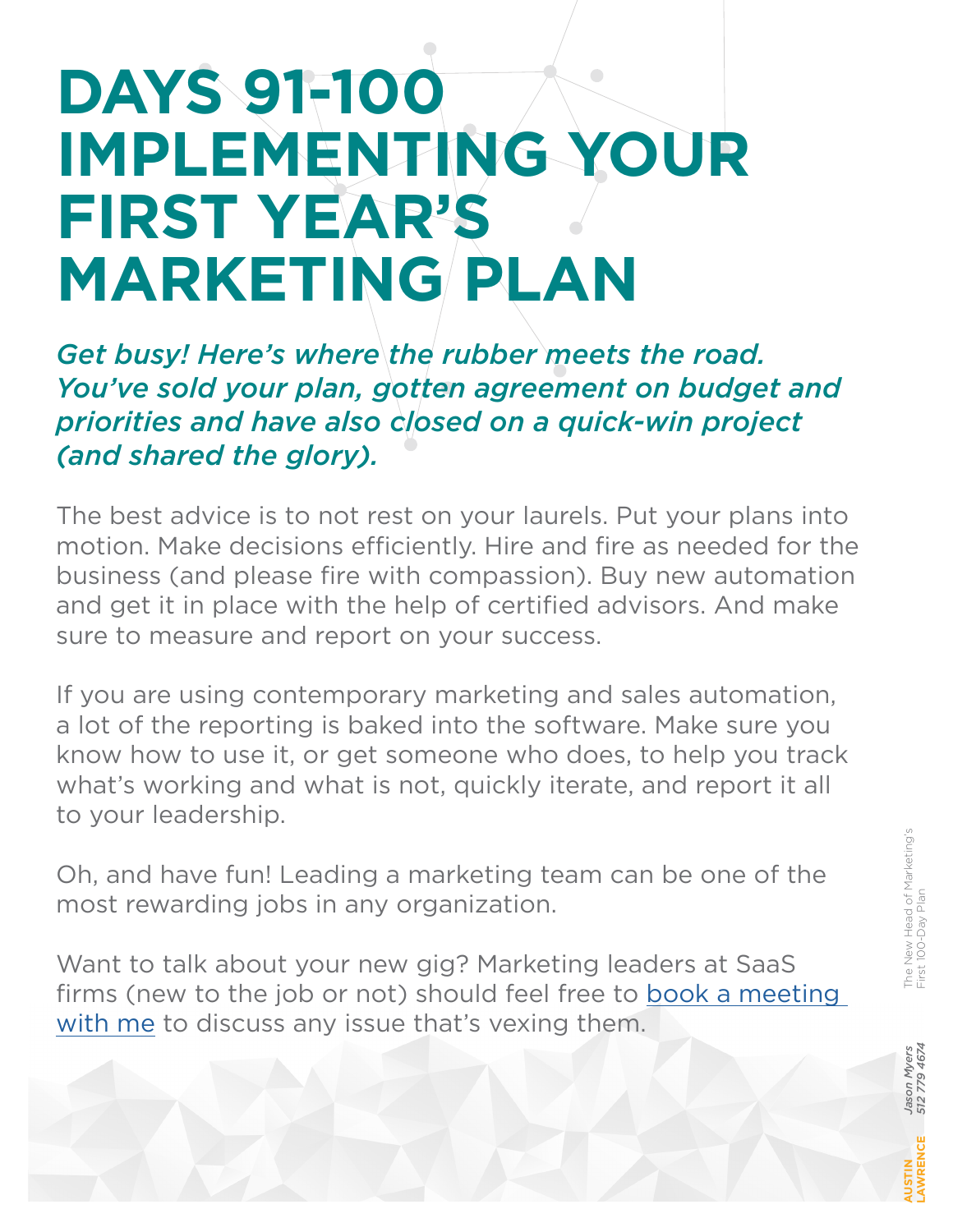# DAYS 91-100 IMPLEMENTING YOUR FIRST YEAR'S MARKETING PLAN

*Get busy! Here's where the rubber meets the road. You've sold your plan, gotten agreement on budget and priorities and have also closed on a quick-win project (and shared the glory).*

The best advice is to not rest on your laurels. Put your plans into motion. Make decisions efficiently. Hire and fire as needed for the business (and please fire with compassion). Buy new automation and get it in place with the help of certified advisors. And make sure to measure and report on your success.

If you are using contemporary marketing and sales automation, a lot of the reporting is baked into the software. Make sure you know how to use it, or get someone who does, to help you track what's working and what is not, quickly iterate, and report it all to your leadership.

Oh, and have fun! Leading a marketing team can be one of the most rewarding jobs in any organization.

Want to talk about your new gig? Marketing leaders at SaaS firms (new to the job or not) should feel free to book a meeting with me to discuss any issue that's vexing them.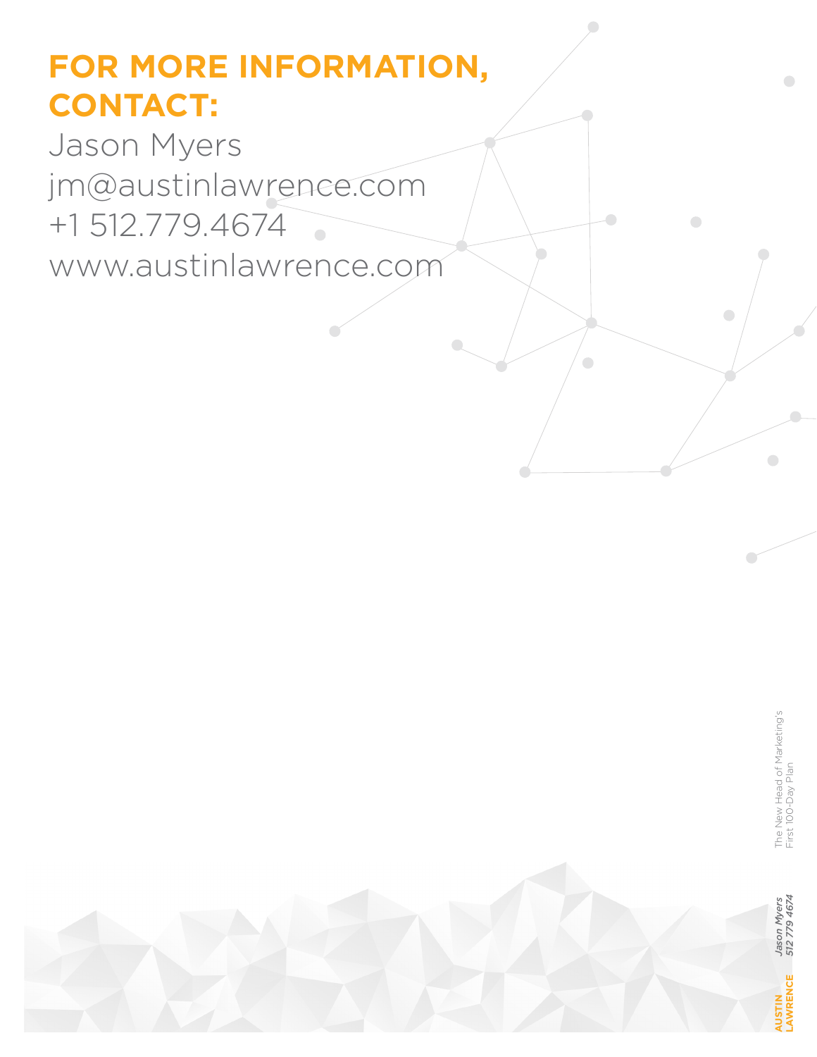# FOR MORE INFORMATION, CONTACT:

Jason Myers
jm@austinlawrence.com
+1 512.779.4674
www.austinlawrence.com